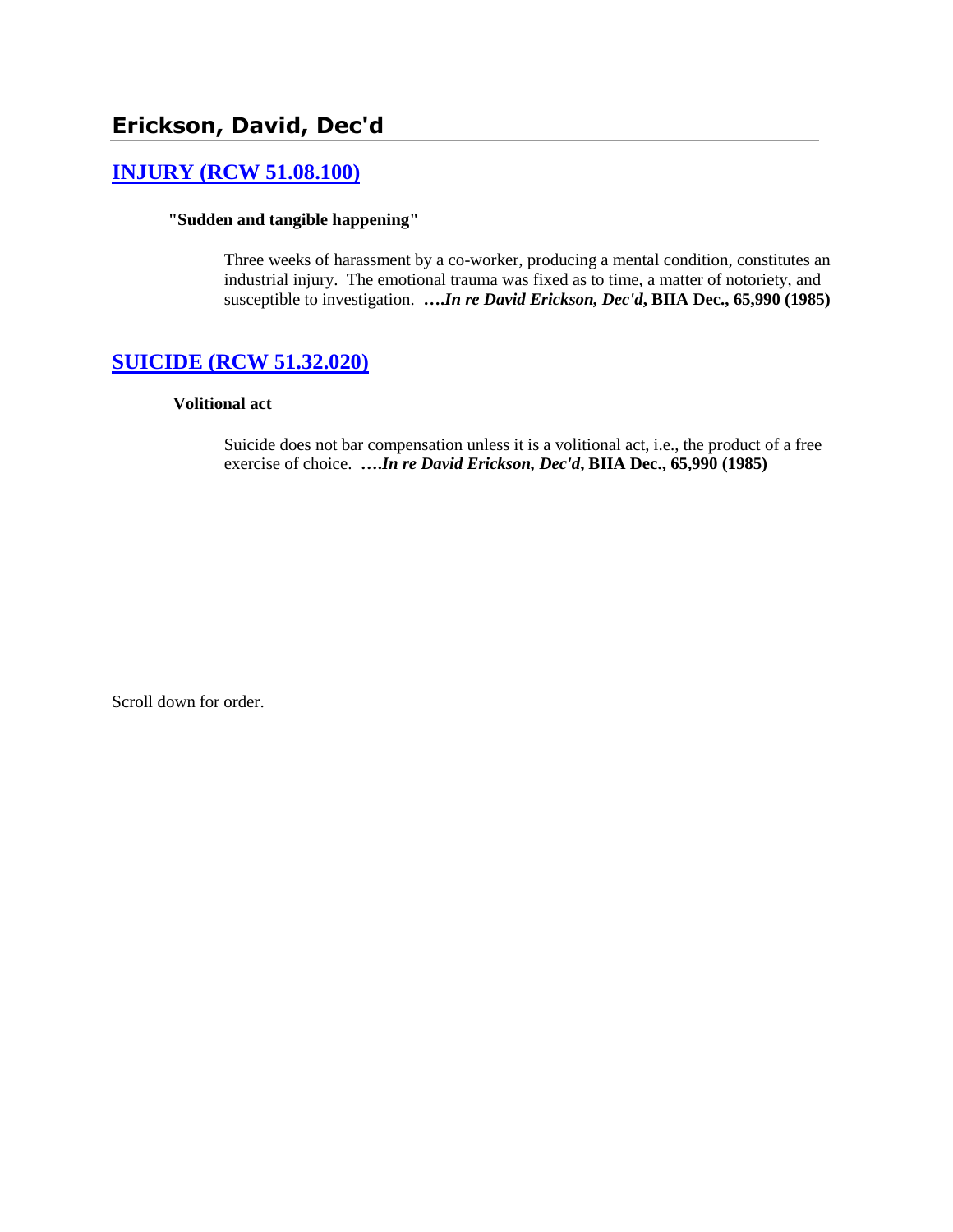# Erickson, David, Dec'd

## [INJURY (RCW 51.08.100)]

### "Sudden and tangible happening"

Three weeks of harassment by a co-worker, producing a mental condition, constitutes an industrial injury. The emotional trauma was fixed as to time, a matter of notoriety, and susceptible to investigation. ***….In re David Erickson, Dec'd*, BIIA Dec., 65,990 (1985)**

## [SUICIDE (RCW 51.32.020)]

### Volitional act

Suicide does not bar compensation unless it is a volitional act, i.e., the product of a free exercise of choice. ***….In re David Erickson, Dec'd*, BIIA Dec., 65,990 (1985)**

Scroll down for order.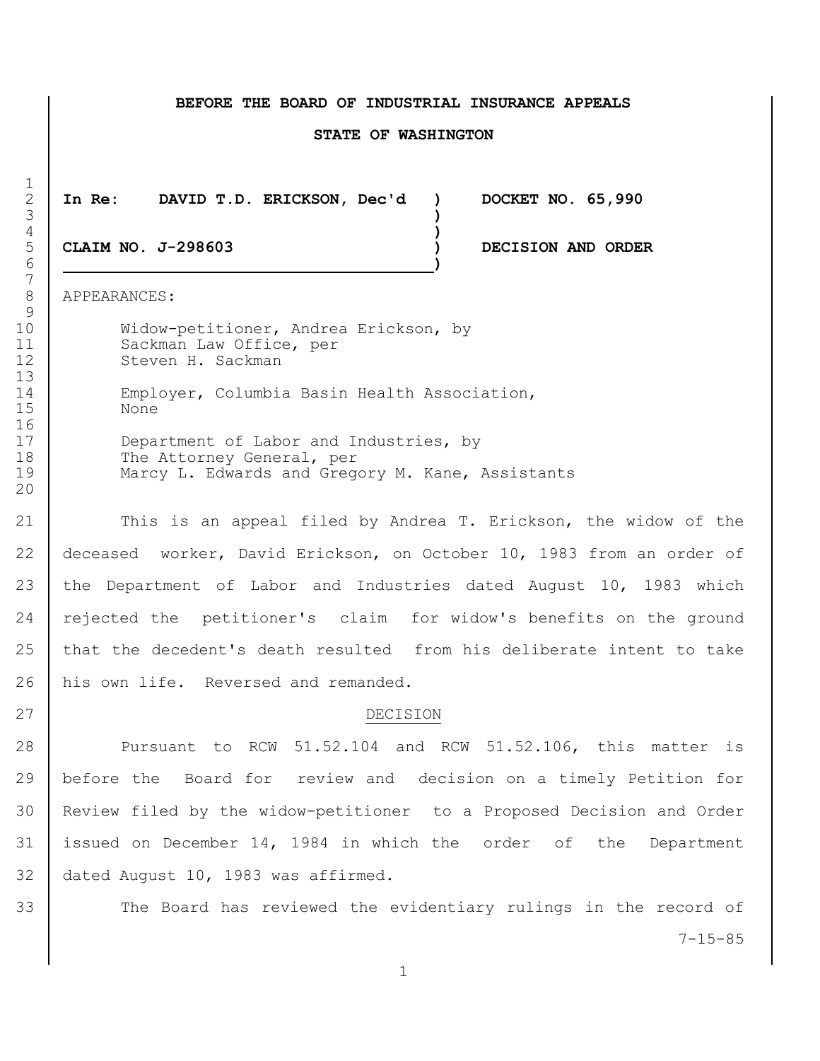**BEFORE THE BOARD OF INDUSTRIAL INSURANCE APPEALS**

**STATE OF WASHINGTON**

| | | |
|---|---|---|
| **In Re: DAVID T.D. ERICKSON, Dec'd** | ) | **DOCKET NO. 65,990** |
| | ) | |
| **CLAIM NO. J-298603** | ) | **DECISION AND ORDER** |

APPEARANCES:

Widow-petitioner, Andrea Erickson, by
Sackman Law Office, per
Steven H. Sackman

Employer, Columbia Basin Health Association,
None

Department of Labor and Industries, by
The Attorney General, per
Marcy L. Edwards and Gregory M. Kane, Assistants

This is an appeal filed by Andrea T. Erickson, the widow of the deceased worker, David Erickson, on October 10, 1983 from an order of the Department of Labor and Industries dated August 10, 1983 which rejected the petitioner's claim for widow's benefits on the ground that the decedent's death resulted from his deliberate intent to take his own life. Reversed and remanded.

DECISION

Pursuant to RCW 51.52.104 and RCW 51.52.106, this matter is before the Board for review and decision on a timely Petition for Review filed by the widow-petitioner to a Proposed Decision and Order issued on December 14, 1984 in which the order of the Department dated August 10, 1983 was affirmed.

The Board has reviewed the evidentiary rulings in the record of

7-15-85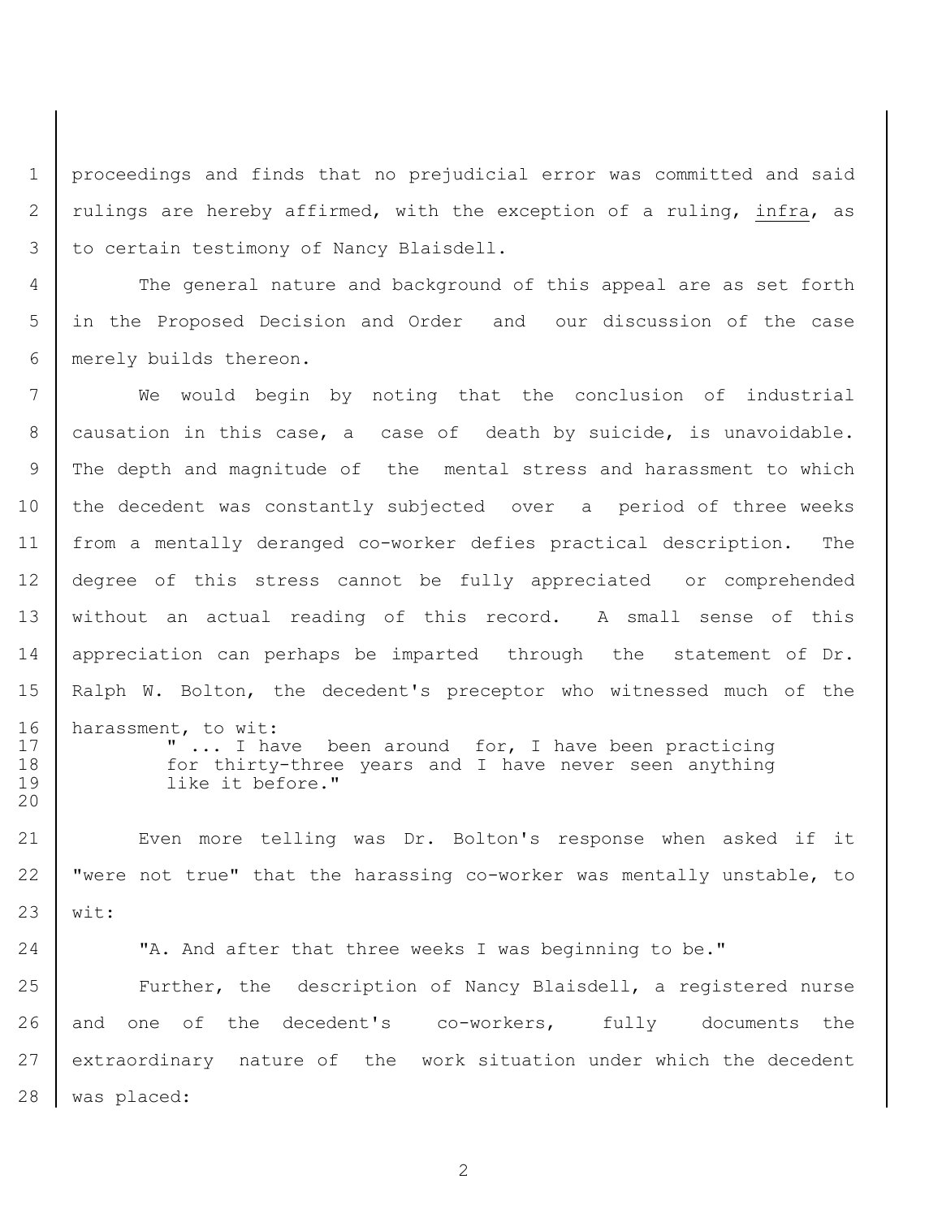proceedings and finds that no prejudicial error was committed and said rulings are hereby affirmed, with the exception of a ruling, infra, as to certain testimony of Nancy Blaisdell.

The general nature and background of this appeal are as set forth in the Proposed Decision and Order and our discussion of the case merely builds thereon.

We would begin by noting that the conclusion of industrial causation in this case, a case of death by suicide, is unavoidable. The depth and magnitude of the mental stress and harassment to which the decedent was constantly subjected over a period of three weeks from a mentally deranged co-worker defies practical description. The degree of this stress cannot be fully appreciated or comprehended without an actual reading of this record. A small sense of this appreciation can perhaps be imparted through the statement of Dr. Ralph W. Bolton, the decedent's preceptor who witnessed much of the harassment, to wit:

> " ... I have been around for, I have been practicing for thirty-three years and I have never seen anything like it before."

Even more telling was Dr. Bolton's response when asked if it "were not true" that the harassing co-worker was mentally unstable, to wit:

"A. And after that three weeks I was beginning to be."

Further, the description of Nancy Blaisdell, a registered nurse and one of the decedent's co-workers, fully documents the extraordinary nature of the work situation under which the decedent was placed: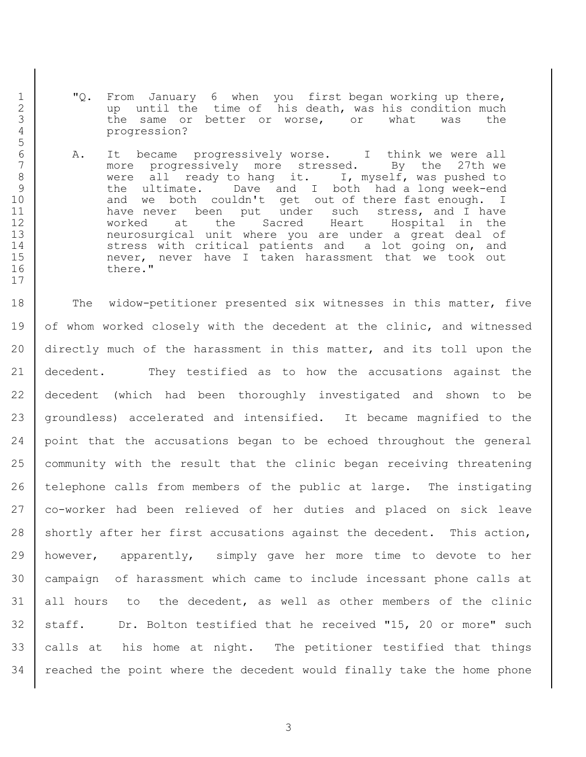"Q. From January 6 when you first began working up there, up until the time of his death, was his condition much the same or better or worse, or what was the progression?

A. It became progressively worse. I think we were all more progressively more stressed. By the 27th we were all ready to hang it. I, myself, was pushed to the ultimate. Dave and I both had a long week-end and we both couldn't get out of there fast enough. I have never been put under such stress, and I have worked at the Sacred Heart Hospital in the neurosurgical unit where you are under a great deal of stress with critical patients and a lot going on, and never, never have I taken harassment that we took out there."

The widow-petitioner presented six witnesses in this matter, five of whom worked closely with the decedent at the clinic, and witnessed directly much of the harassment in this matter, and its toll upon the decedent. They testified as to how the accusations against the decedent (which had been thoroughly investigated and shown to be groundless) accelerated and intensified. It became magnified to the point that the accusations began to be echoed throughout the general community with the result that the clinic began receiving threatening telephone calls from members of the public at large. The instigating co-worker had been relieved of her duties and placed on sick leave shortly after her first accusations against the decedent. This action, however, apparently, simply gave her more time to devote to her campaign of harassment which came to include incessant phone calls at all hours to the decedent, as well as other members of the clinic staff. Dr. Bolton testified that he received "15, 20 or more" such calls at his home at night. The petitioner testified that things reached the point where the decedent would finally take the home phone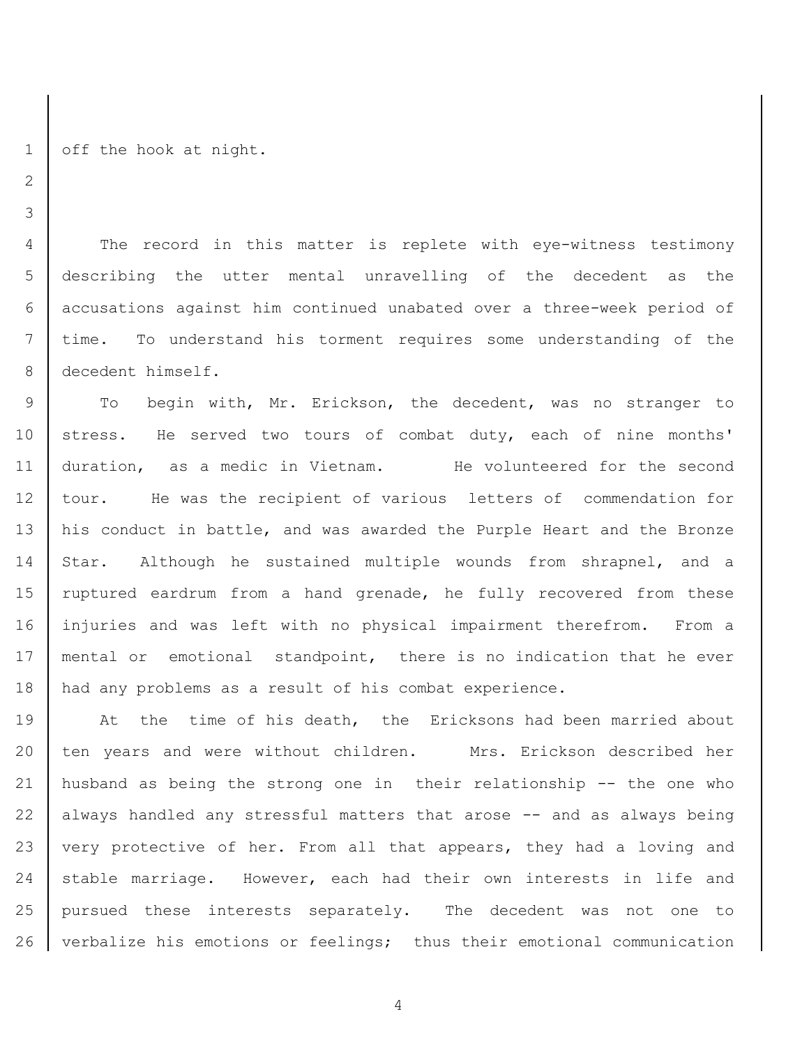off the hook at night.

The record in this matter is replete with eye-witness testimony describing the utter mental unravelling of the decedent as the accusations against him continued unabated over a three-week period of time. To understand his torment requires some understanding of the decedent himself.

To begin with, Mr. Erickson, the decedent, was no stranger to stress. He served two tours of combat duty, each of nine months' duration, as a medic in Vietnam. He volunteered for the second tour. He was the recipient of various letters of commendation for his conduct in battle, and was awarded the Purple Heart and the Bronze Star. Although he sustained multiple wounds from shrapnel, and a ruptured eardrum from a hand grenade, he fully recovered from these injuries and was left with no physical impairment therefrom. From a mental or emotional standpoint, there is no indication that he ever had any problems as a result of his combat experience.

At the time of his death, the Ericksons had been married about ten years and were without children. Mrs. Erickson described her husband as being the strong one in their relationship -- the one who always handled any stressful matters that arose -- and as always being very protective of her. From all that appears, they had a loving and stable marriage. However, each had their own interests in life and pursued these interests separately. The decedent was not one to verbalize his emotions or feelings; thus their emotional communication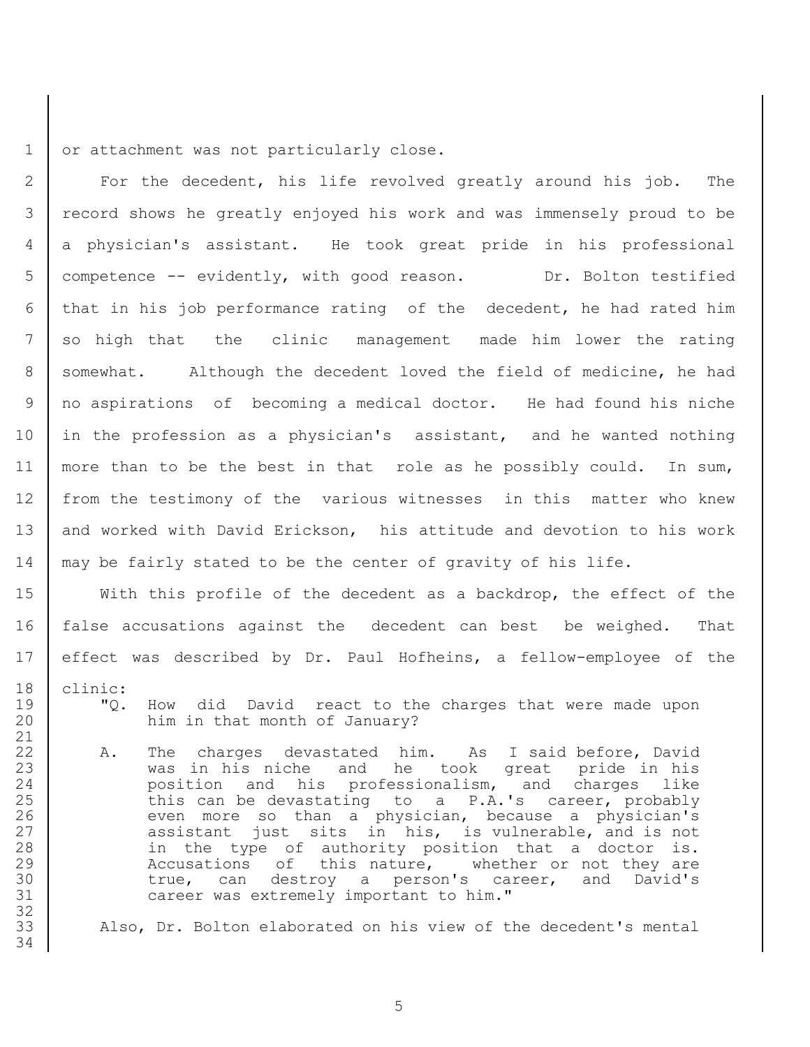or attachment was not particularly close.

For the decedent, his life revolved greatly around his job. The record shows he greatly enjoyed his work and was immensely proud to be a physician's assistant. He took great pride in his professional competence -- evidently, with good reason. Dr. Bolton testified that in his job performance rating of the decedent, he had rated him so high that the clinic management made him lower the rating somewhat. Although the decedent loved the field of medicine, he had no aspirations of becoming a medical doctor. He had found his niche in the profession as a physician's assistant, and he wanted nothing more than to be the best in that role as he possibly could. In sum, from the testimony of the various witnesses in this matter who knew and worked with David Erickson, his attitude and devotion to his work may be fairly stated to be the center of gravity of his life.

With this profile of the decedent as a backdrop, the effect of the false accusations against the decedent can best be weighed. That effect was described by Dr. Paul Hofheins, a fellow-employee of the clinic:

> "Q. How did David react to the charges that were made upon him in that month of January?
>
> A. The charges devastated him. As I said before, David was in his niche and he took great pride in his position and his professionalism, and charges like this can be devastating to a P.A.'s career, probably even more so than a physician, because a physician's assistant just sits in his, is vulnerable, and is not in the type of authority position that a doctor is. Accusations of this nature, whether or not they are true, can destroy a person's career, and David's career was extremely important to him."

Also, Dr. Bolton elaborated on his view of the decedent's mental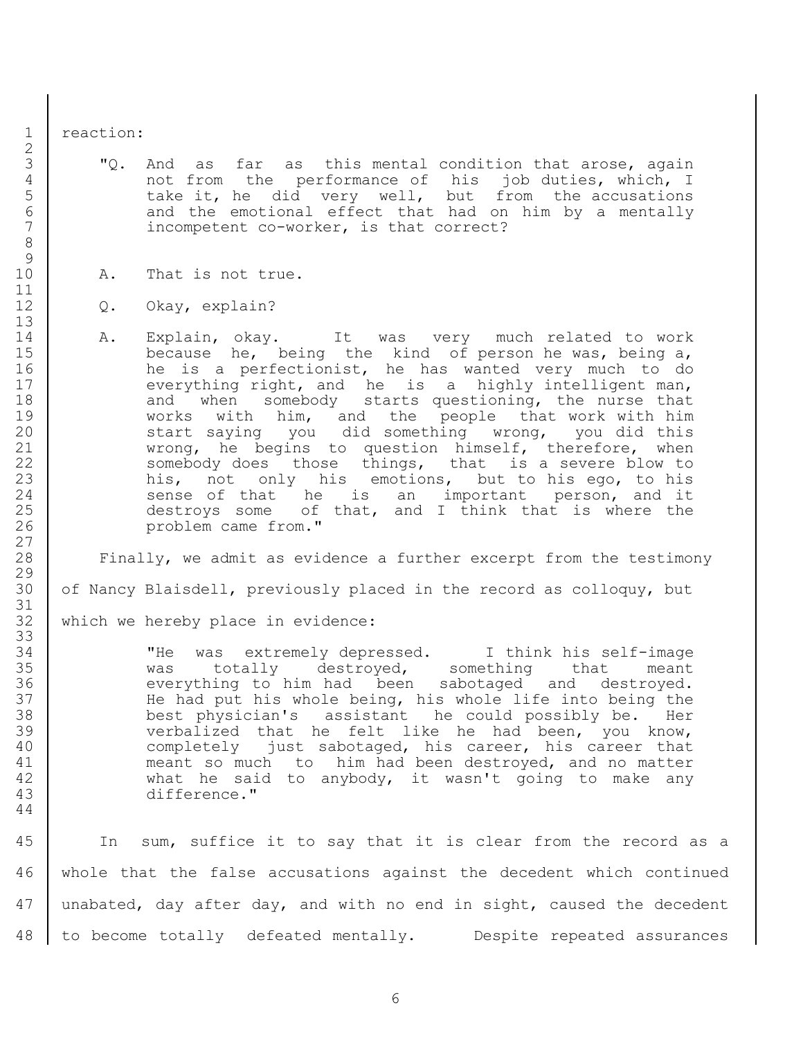reaction:

> "Q. And as far as this mental condition that arose, again not from the performance of his job duties, which, I take it, he did very well, but from the accusations and the emotional effect that had on him by a mentally incompetent co-worker, is that correct?
>
> A. That is not true.
>
> Q. Okay, explain?
>
> A. Explain, okay. It was very much related to work because he, being the kind of person he was, being a, he is a perfectionist, he has wanted very much to do everything right, and he is a highly intelligent man, and when somebody starts questioning, the nurse that works with him, and the people that work with him start saying you did something wrong, you did this wrong, he begins to question himself, therefore, when somebody does those things, that is a severe blow to his, not only his emotions, but to his ego, to his sense of that he is an important person, and it destroys some of that, and I think that is where the problem came from."

Finally, we admit as evidence a further excerpt from the testimony of Nancy Blaisdell, previously placed in the record as colloquy, but which we hereby place in evidence:

> "He was extremely depressed. I think his self-image was totally destroyed, something that meant everything to him had been sabotaged and destroyed. He had put his whole being, his whole life into being the best physician's assistant he could possibly be. Her verbalized that he felt like he had been, you know, completely just sabotaged, his career, his career that meant so much to him had been destroyed, and no matter what he said to anybody, it wasn't going to make any difference."

In sum, suffice it to say that it is clear from the record as a whole that the false accusations against the decedent which continued unabated, day after day, and with no end in sight, caused the decedent to become totally defeated mentally. Despite repeated assurances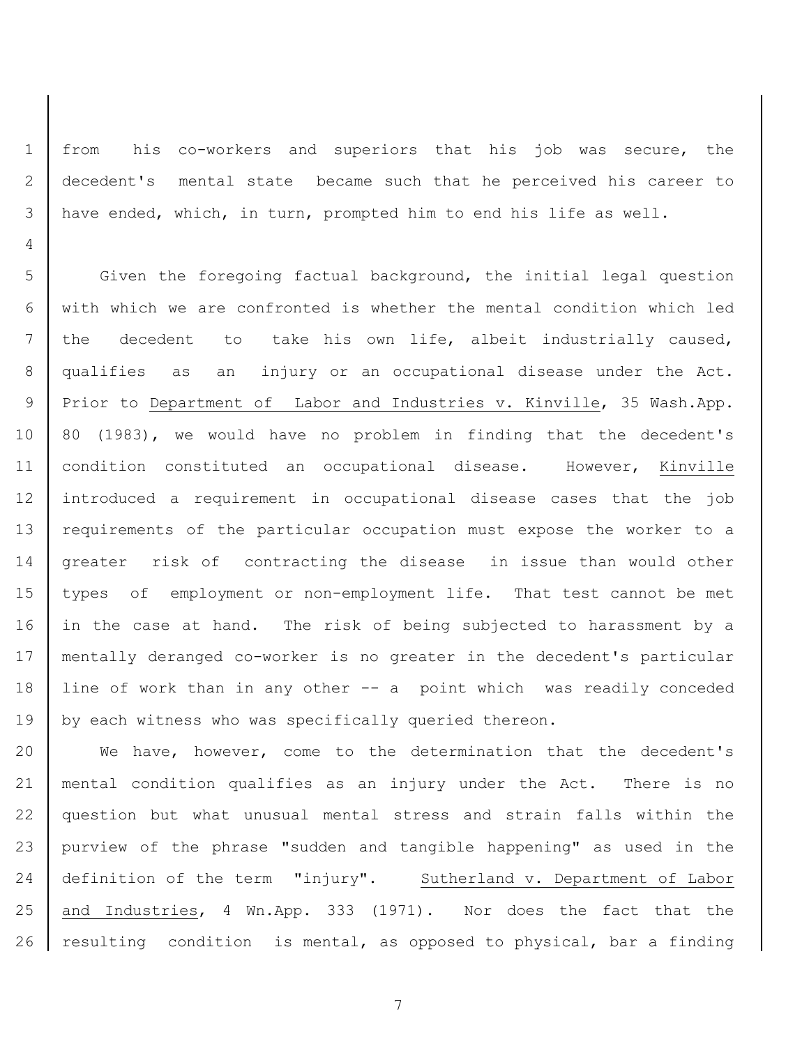from his co-workers and superiors that his job was secure, the decedent's mental state became such that he perceived his career to have ended, which, in turn, prompted him to end his life as well.

Given the foregoing factual background, the initial legal question with which we are confronted is whether the mental condition which led the decedent to take his own life, albeit industrially caused, qualifies as an injury or an occupational disease under the Act. Prior to Department of Labor and Industries v. Kinville, 35 Wash.App. 80 (1983), we would have no problem in finding that the decedent's condition constituted an occupational disease. However, Kinville introduced a requirement in occupational disease cases that the job requirements of the particular occupation must expose the worker to a greater risk of contracting the disease in issue than would other types of employment or non-employment life. That test cannot be met in the case at hand. The risk of being subjected to harassment by a mentally deranged co-worker is no greater in the decedent's particular line of work than in any other -- a point which was readily conceded by each witness who was specifically queried thereon.

We have, however, come to the determination that the decedent's mental condition qualifies as an injury under the Act. There is no question but what unusual mental stress and strain falls within the purview of the phrase "sudden and tangible happening" as used in the definition of the term "injury". Sutherland v. Department of Labor and Industries, 4 Wn.App. 333 (1971). Nor does the fact that the resulting condition is mental, as opposed to physical, bar a finding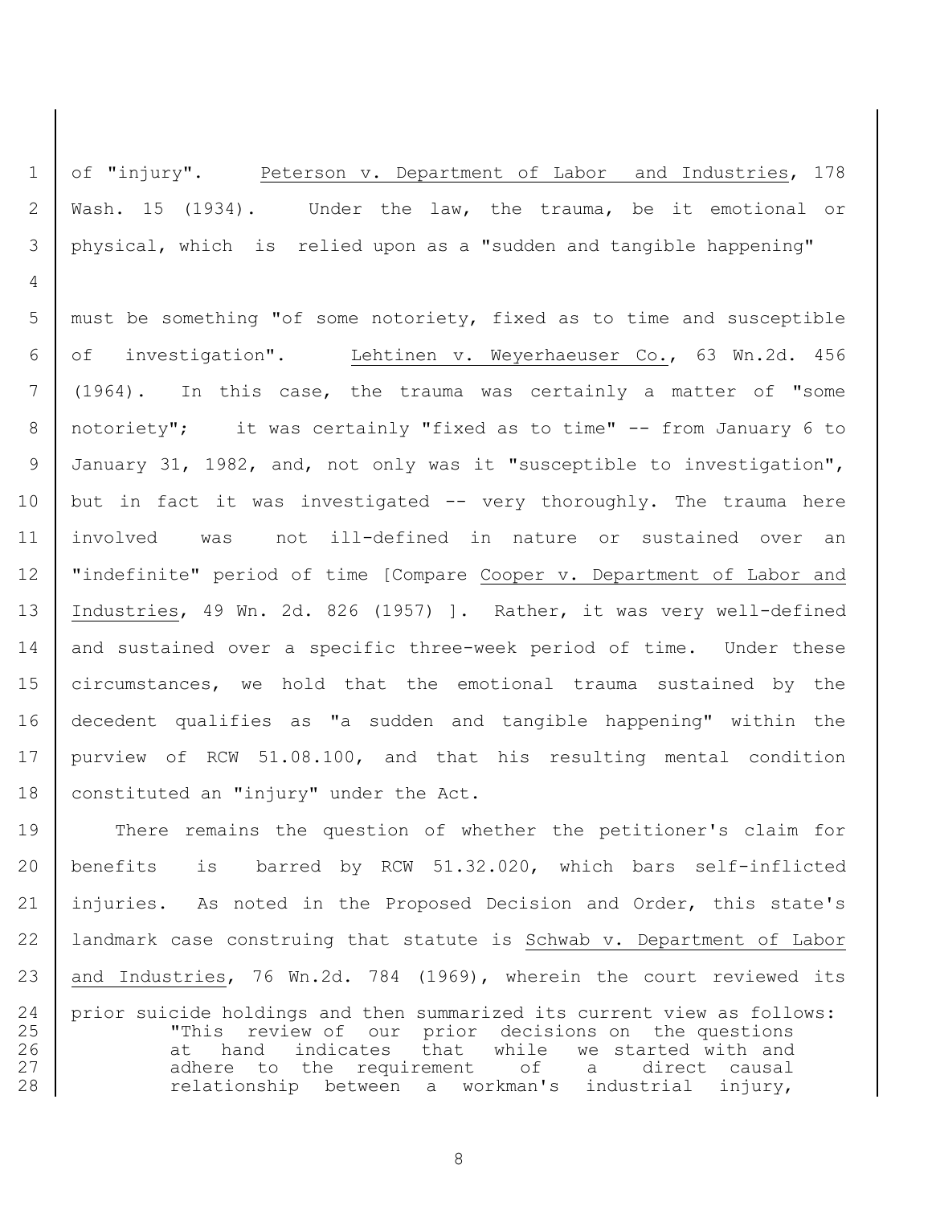of "injury". Peterson v. Department of Labor and Industries, 178 Wash. 15 (1934). Under the law, the trauma, be it emotional or physical, which is relied upon as a "sudden and tangible happening"

must be something "of some notoriety, fixed as to time and susceptible of investigation". Lehtinen v. Weyerhaeuser Co., 63 Wn.2d. 456 (1964). In this case, the trauma was certainly a matter of "some notoriety"; it was certainly "fixed as to time" -- from January 6 to January 31, 1982, and, not only was it "susceptible to investigation", but in fact it was investigated -- very thoroughly. The trauma here involved was not ill-defined in nature or sustained over an "indefinite" period of time [Compare Cooper v. Department of Labor and Industries, 49 Wn. 2d. 826 (1957) ]. Rather, it was very well-defined and sustained over a specific three-week period of time. Under these circumstances, we hold that the emotional trauma sustained by the decedent qualifies as "a sudden and tangible happening" within the purview of RCW 51.08.100, and that his resulting mental condition constituted an "injury" under the Act.

There remains the question of whether the petitioner's claim for benefits is barred by RCW 51.32.020, which bars self-inflicted injuries. As noted in the Proposed Decision and Order, this state's landmark case construing that statute is Schwab v. Department of Labor and Industries, 76 Wn.2d. 784 (1969), wherein the court reviewed its prior suicide holdings and then summarized its current view as follows:

> "This review of our prior decisions on the questions at hand indicates that while we started with and adhere to the requirement of a direct causal relationship between a workman's industrial injury,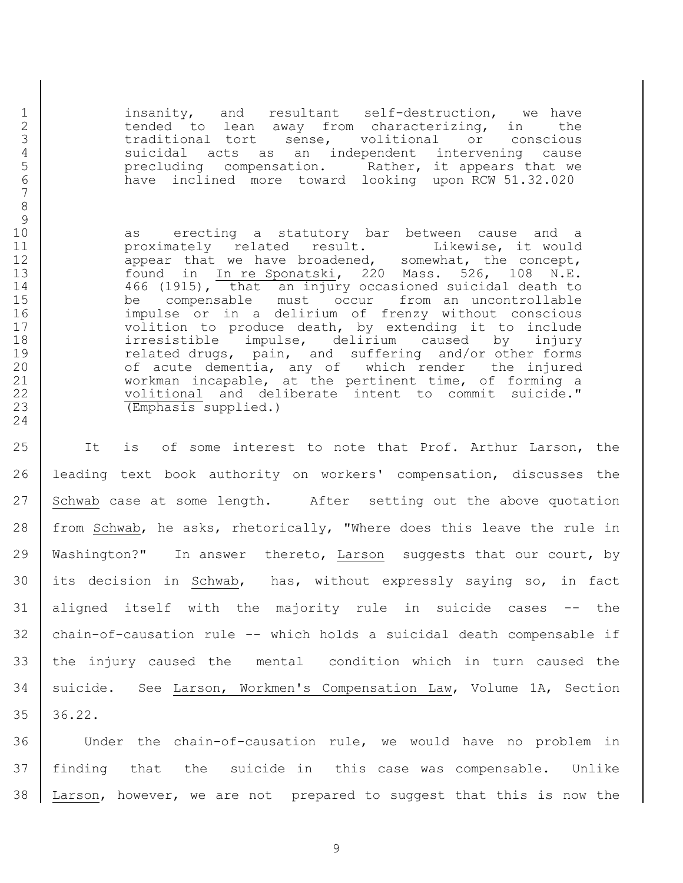> insanity, and resultant self-destruction, we have tended to lean away from characterizing, in the traditional tort sense, volitional or conscious suicidal acts as an independent intervening cause precluding compensation. Rather, it appears that we have inclined more toward looking upon RCW 51.32.020 as erecting a statutory bar between cause and a proximately related result. Likewise, it would appear that we have broadened, somewhat, the concept, found in In re Sponatski, 220 Mass. 526, 108 N.E. 466 (1915), that an injury occasioned suicidal death to be compensable must occur from an uncontrollable impulse or in a delirium of frenzy without conscious volition to produce death, by extending it to include irresistible impulse, delirium caused by injury related drugs, pain, and suffering and/or other forms of acute dementia, any of which render the injured workman incapable, at the pertinent time, of forming a volitional and deliberate intent to commit suicide." (Emphasis supplied.)

It is of some interest to note that Prof. Arthur Larson, the leading text book authority on workers' compensation, discusses the Schwab case at some length. After setting out the above quotation from Schwab, he asks, rhetorically, "Where does this leave the rule in Washington?" In answer thereto, Larson suggests that our court, by its decision in Schwab, has, without expressly saying so, in fact aligned itself with the majority rule in suicide cases -- the chain-of-causation rule -- which holds a suicidal death compensable if the injury caused the mental condition which in turn caused the suicide. See Larson, Workmen's Compensation Law, Volume 1A, Section 36.22.

Under the chain-of-causation rule, we would have no problem in finding that the suicide in this case was compensable. Unlike Larson, however, we are not prepared to suggest that this is now the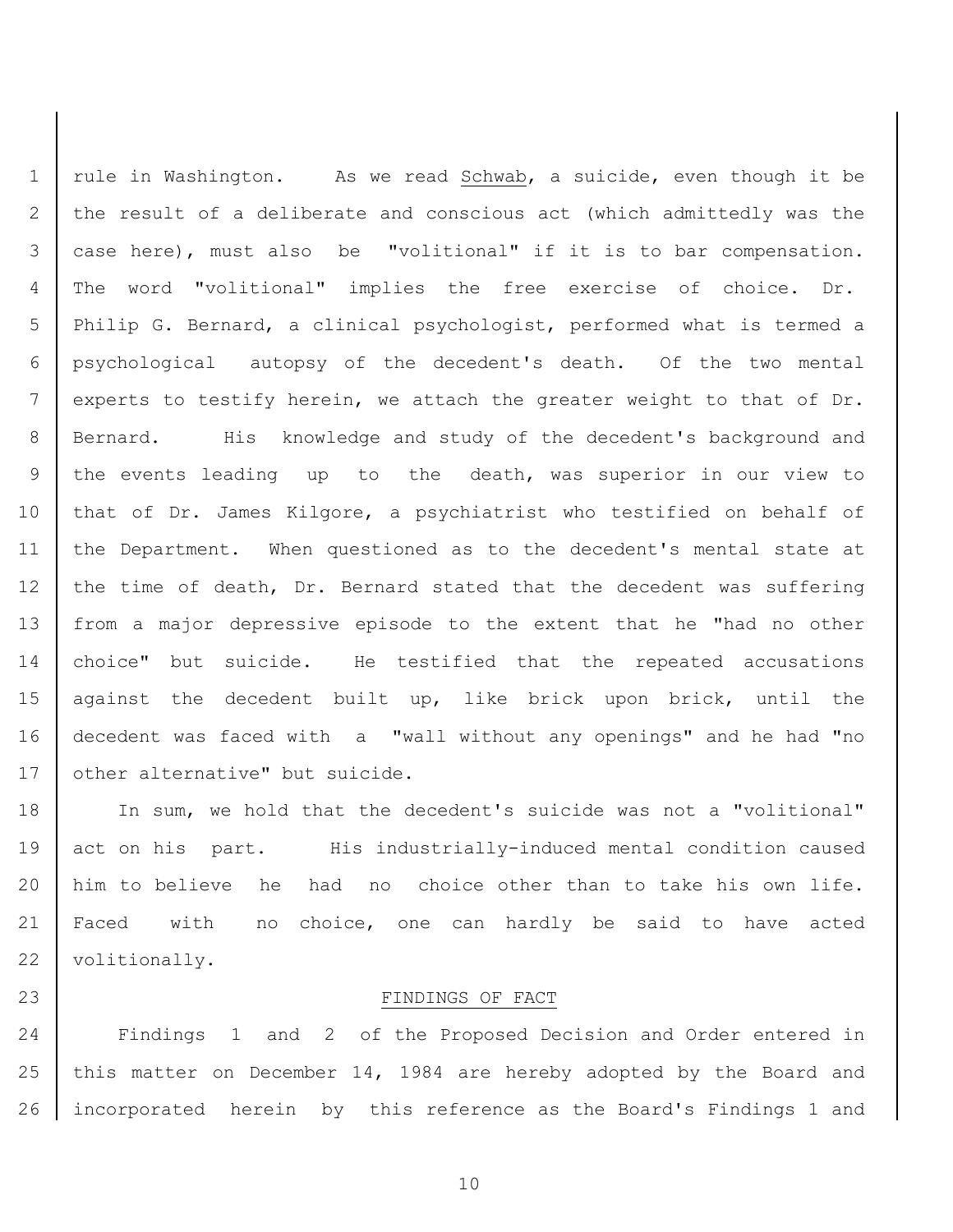rule in Washington. As we read Schwab, a suicide, even though it be the result of a deliberate and conscious act (which admittedly was the case here), must also be "volitional" if it is to bar compensation. The word "volitional" implies the free exercise of choice. Dr. Philip G. Bernard, a clinical psychologist, performed what is termed a psychological autopsy of the decedent's death. Of the two mental experts to testify herein, we attach the greater weight to that of Dr. Bernard. His knowledge and study of the decedent's background and the events leading up to the death, was superior in our view to that of Dr. James Kilgore, a psychiatrist who testified on behalf of the Department. When questioned as to the decedent's mental state at the time of death, Dr. Bernard stated that the decedent was suffering from a major depressive episode to the extent that he "had no other choice" but suicide. He testified that the repeated accusations against the decedent built up, like brick upon brick, until the decedent was faced with a "wall without any openings" and he had "no other alternative" but suicide.

In sum, we hold that the decedent's suicide was not a "volitional" act on his part. His industrially-induced mental condition caused him to believe he had no choice other than to take his own life. Faced with no choice, one can hardly be said to have acted volitionally.

## FINDINGS OF FACT

Findings 1 and 2 of the Proposed Decision and Order entered in this matter on December 14, 1984 are hereby adopted by the Board and incorporated herein by this reference as the Board's Findings 1 and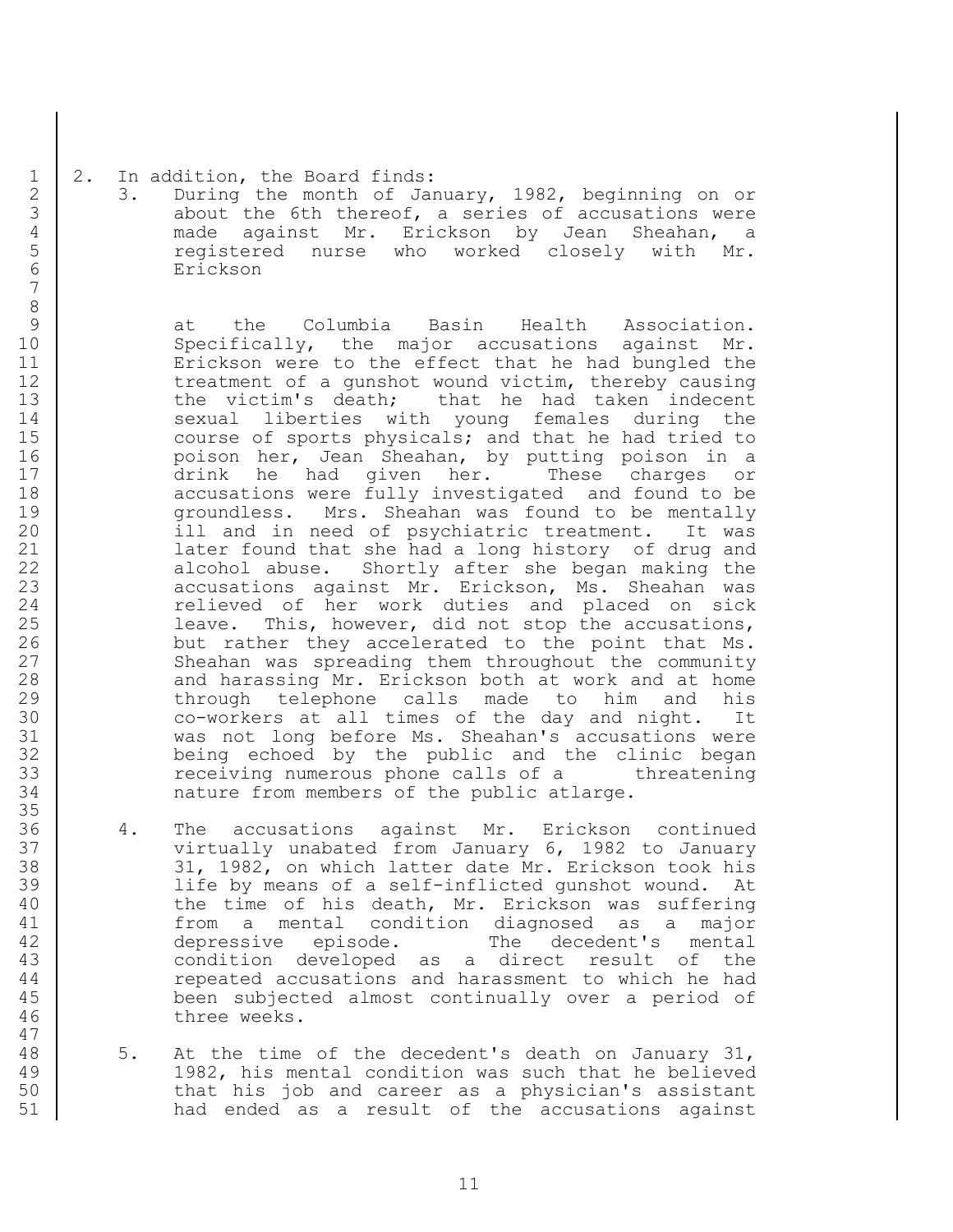2. In addition, the Board finds:

3. During the month of January, 1982, beginning on or about the 6th thereof, a series of accusations were made against Mr. Erickson by Jean Sheahan, a registered nurse who worked closely with Mr. Erickson at the Columbia Basin Health Association. Specifically, the major accusations against Mr. Erickson were to the effect that he had bungled the treatment of a gunshot wound victim, thereby causing the victim's death; that he had taken indecent sexual liberties with young females during the course of sports physicals; and that he had tried to poison her, Jean Sheahan, by putting poison in a drink he had given her. These charges or accusations were fully investigated and found to be groundless. Mrs. Sheahan was found to be mentally ill and in need of psychiatric treatment. It was later found that she had a long history of drug and alcohol abuse. Shortly after she began making the accusations against Mr. Erickson, Ms. Sheahan was relieved of her work duties and placed on sick leave. This, however, did not stop the accusations, but rather they accelerated to the point that Ms. Sheahan was spreading them throughout the community and harassing Mr. Erickson both at work and at home through telephone calls made to him and his co-workers at all times of the day and night. It was not long before Ms. Sheahan's accusations were being echoed by the public and the clinic began receiving numerous phone calls of a threatening nature from members of the public atlarge.

4. The accusations against Mr. Erickson continued virtually unabated from January 6, 1982 to January 31, 1982, on which latter date Mr. Erickson took his life by means of a self-inflicted gunshot wound. At the time of his death, Mr. Erickson was suffering from a mental condition diagnosed as a major depressive episode. The decedent's mental condition developed as a direct result of the repeated accusations and harassment to which he had been subjected almost continually over a period of three weeks.

5. At the time of the decedent's death on January 31, 1982, his mental condition was such that he believed that his job and career as a physician's assistant had ended as a result of the accusations against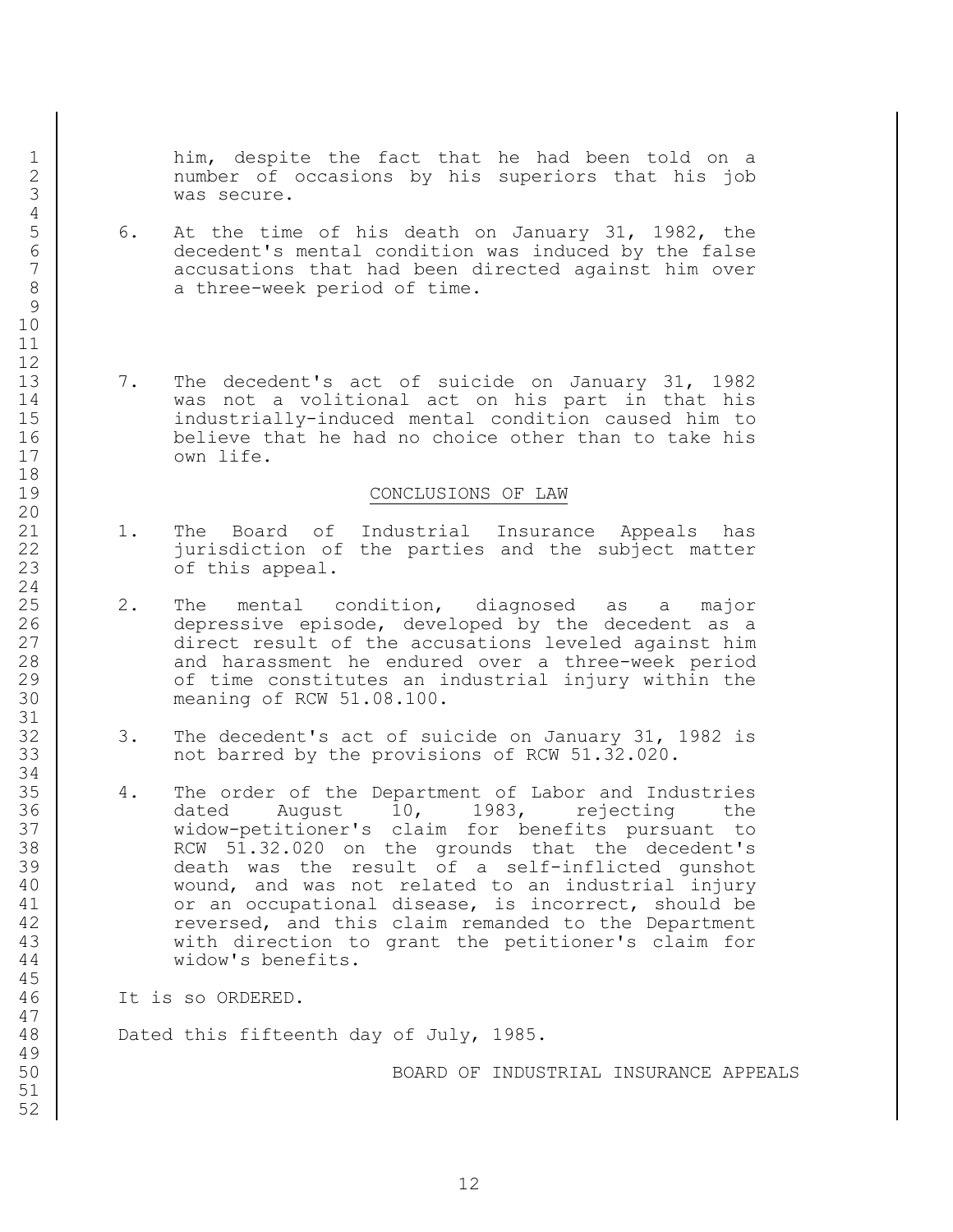him, despite the fact that he had been told on a number of occasions by his superiors that his job was secure.

6. At the time of his death on January 31, 1982, the decedent's mental condition was induced by the false accusations that had been directed against him over a three-week period of time.

7. The decedent's act of suicide on January 31, 1982 was not a volitional act on his part in that his industrially-induced mental condition caused him to believe that he had no choice other than to take his own life.

## CONCLUSIONS OF LAW

1. The Board of Industrial Insurance Appeals has jurisdiction of the parties and the subject matter of this appeal.

2. The mental condition, diagnosed as a major depressive episode, developed by the decedent as a direct result of the accusations leveled against him and harassment he endured over a three-week period of time constitutes an industrial injury within the meaning of RCW 51.08.100.

3. The decedent's act of suicide on January 31, 1982 is not barred by the provisions of RCW 51.32.020.

4. The order of the Department of Labor and Industries dated August 10, 1983, rejecting the widow-petitioner's claim for benefits pursuant to RCW 51.32.020 on the grounds that the decedent's death was the result of a self-inflicted gunshot wound, and was not related to an industrial injury or an occupational disease, is incorrect, should be reversed, and this claim remanded to the Department with direction to grant the petitioner's claim for widow's benefits.

It is so ORDERED.

Dated this fifteenth day of July, 1985.

BOARD OF INDUSTRIAL INSURANCE APPEALS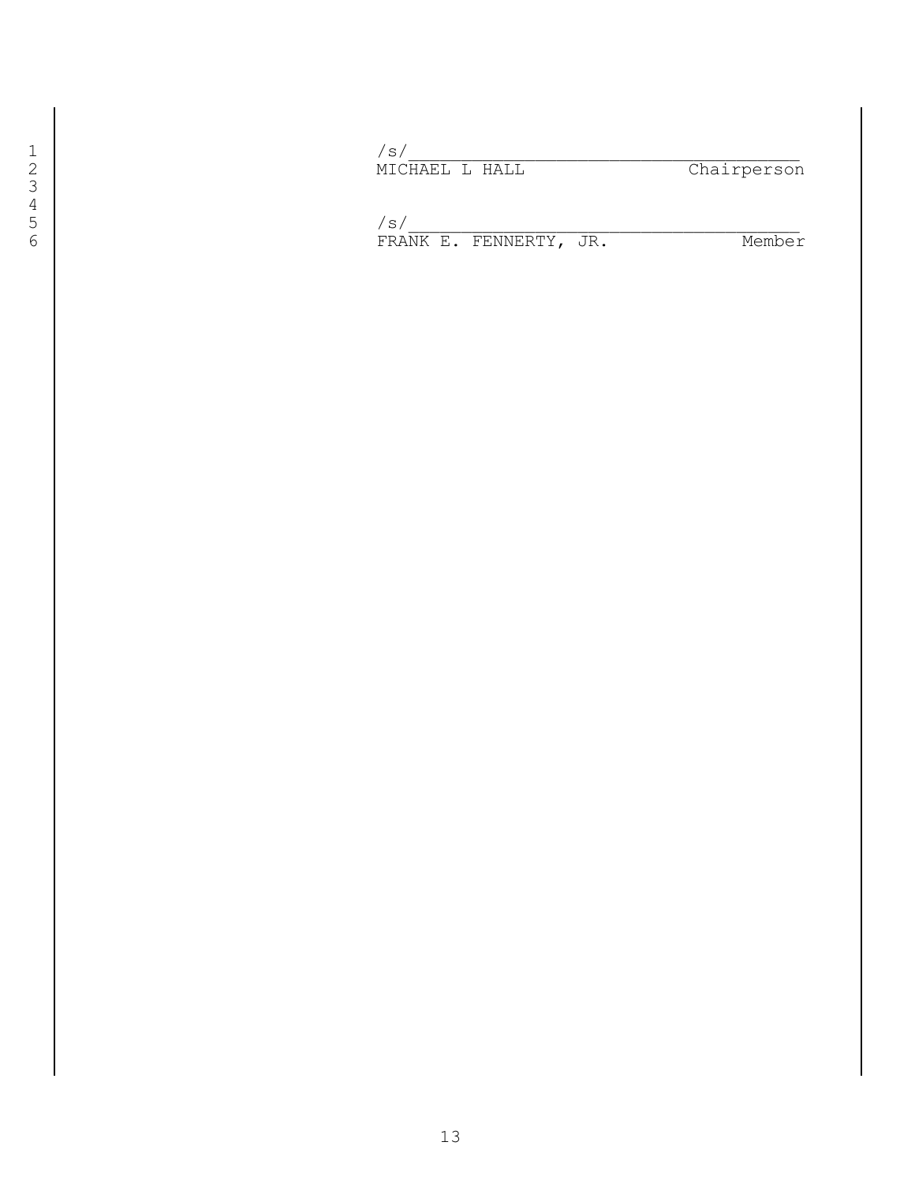/s/______________________________________
MICHAEL L HALL Chairperson

/s/______________________________________
FRANK E. FENNERTY, JR. Member